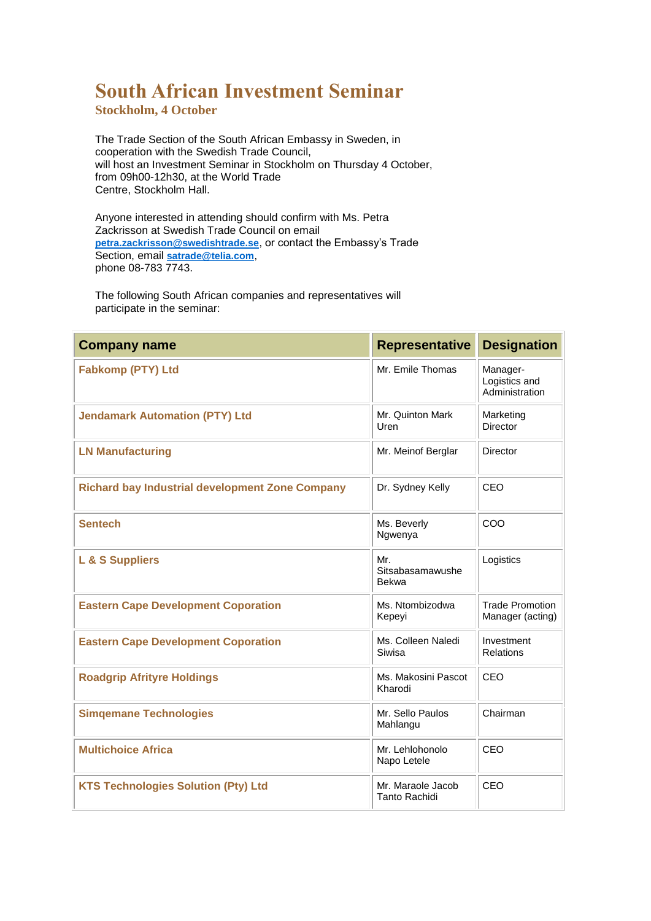# South African Investment Seminar

## Stockholm, 4 October

The Trade Section of the South African Embassy in Sweden, in cooperation with the Swedish Trade Council, will host an Investment Seminar in Stockholm on Thursday 4 October, from 09h00-12h30, at the World Trade Centre, Stockholm Hall.

Anyone interested in attending should confirm with Ms. Petra Zackrisson at Swedish Trade Council on email **petra.zackrisson@swedishtrade.se**, or contact the Embassy's Trade Section, email **satrade@telia.com**, phone 08-783 7743.

The following South African companies and representatives will participate in the seminar:

| Company name | Representative | Designation |
|---|---|---|
| **Fabkomp (PTY) Ltd** | Mr. Emile Thomas | Manager-Logistics and Administration |
| **Jendamark Automation (PTY) Ltd** | Mr. Quinton Mark Uren | Marketing Director |
| **LN Manufacturing** | Mr. Meinof Berglar | Director |
| **Richard bay Industrial development Zone Company** | Dr. Sydney Kelly | CEO |
| **Sentech** | Ms. Beverly Ngwenya | COO |
| **L & S Suppliers** | Mr. Sitsabasamawushe Bekwa | Logistics |
| **Eastern Cape Development Coporation** | Ms. Ntombizodwa Kepeyi | Trade Promotion Manager (acting) |
| **Eastern Cape Development Coporation** | Ms. Colleen Naledi Siwisa | Investment Relations |
| **Roadgrip Afrityre Holdings** | Ms. Makosini Pascot Kharodi | CEO |
| **Simqemane Technologies** | Mr. Sello Paulos Mahlangu | Chairman |
| **Multichoice Africa** | Mr. Lehlohonolo Napo Letele | CEO |
| **KTS Technologies Solution (Pty) Ltd** | Mr. Maraole Jacob Tanto Rachidi | CEO |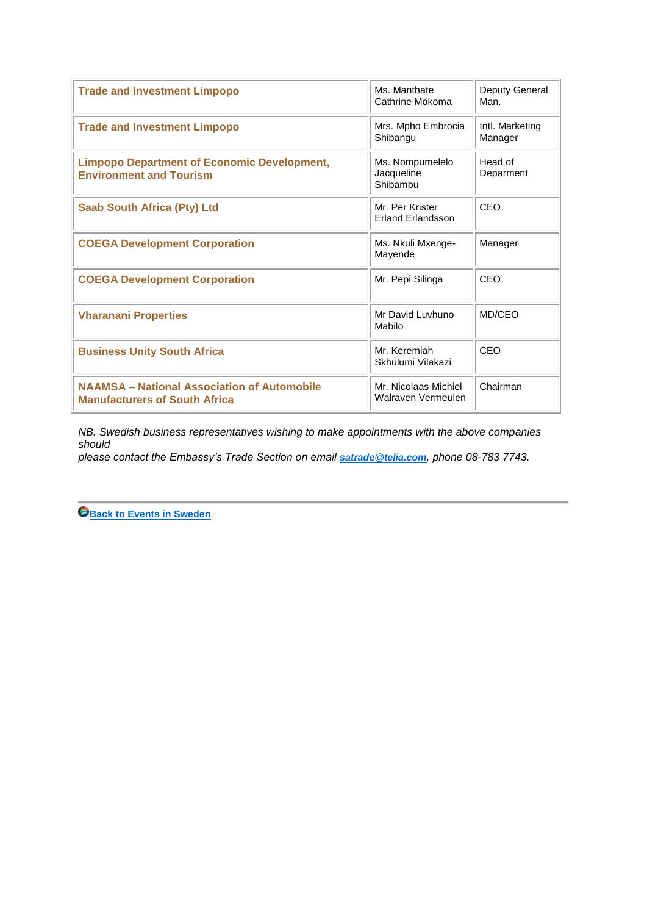| | | |
|---|---|---|
| **Trade and Investment Limpopo** | Ms. Manthate Cathrine Mokoma | Deputy General Man. |
| **Trade and Investment Limpopo** | Mrs. Mpho Embrocia Shibangu | Intl. Marketing Manager |
| **Limpopo Department of Economic Development, Environment and Tourism** | Ms. Nompumelelo Jacqueline Shibambu | Head of Deparment |
| **Saab South Africa (Pty) Ltd** | Mr. Per Krister Erland Erlandsson | CEO |
| **COEGA Development Corporation** | Ms. Nkuli Mxenge-Mayende | Manager |
| **COEGA Development Corporation** | Mr. Pepi Silinga | CEO |
| **Vharanani Properties** | Mr David Luvhuno Mabilo | MD/CEO |
| **Business Unity South Africa** | Mr. Keremiah Skhulumi Vilakazi | CEO |
| **NAAMSA – National Association of Automobile Manufacturers of South Africa** | Mr. Nicolaas Michiel Walraven Vermeulen | Chairman |

*NB. Swedish business representatives wishing to make appointments with the above companies should*
*please contact the Embassy's Trade Section on email* **satrade@telia.com**, *phone 08-783 7743.*

---

**Back to Events in Sweden**